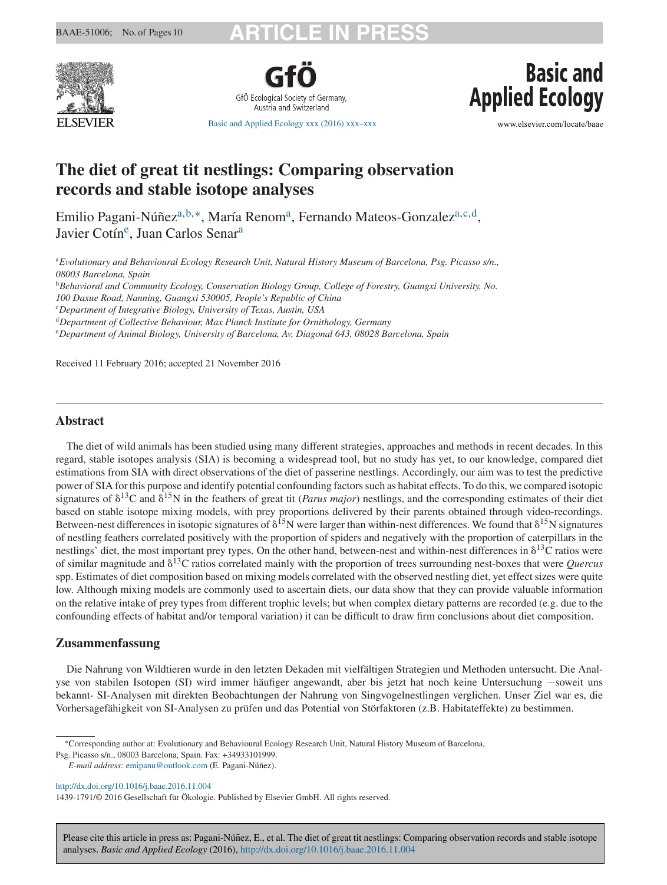# The diet of great tit nestlings: Comparing observation records and stable isotope analyses

Emilio Pagani-Núñez[a,b,*], María Renom[a], Fernando Mateos-Gonzalez[a,c,d], Javier Cotín[e], Juan Carlos Senar[a]

[a] *Evolutionary and Behavioural Ecology Research Unit, Natural History Museum of Barcelona, Psg. Picasso s/n., 08003 Barcelona, Spain*

[b] *Behavioral and Community Ecology, Conservation Biology Group, College of Forestry, Guangxi University, No. 100 Daxue Road, Nanning, Guangxi 530005, People's Republic of China*

[c] *Department of Integrative Biology, University of Texas, Austin, USA*

[d] *Department of Collective Behaviour, Max Planck Institute for Ornithology, Germany*

[e] *Department of Animal Biology, University of Barcelona, Av. Diagonal 643, 08028 Barcelona, Spain*

Received 11 February 2016; accepted 21 November 2016

## Abstract

The diet of wild animals has been studied using many different strategies, approaches and methods in recent decades. In this regard, stable isotopes analysis (SIA) is becoming a widespread tool, but no study has yet, to our knowledge, compared diet estimations from SIA with direct observations of the diet of passerine nestlings. Accordingly, our aim was to test the predictive power of SIA for this purpose and identify potential confounding factors such as habitat effects. To do this, we compared isotopic signatures of $\delta^{13}C$ and $\delta^{15}N$ in the feathers of great tit (*Parus major*) nestlings, and the corresponding estimates of their diet based on stable isotope mixing models, with prey proportions delivered by their parents obtained through video-recordings. Between-nest differences in isotopic signatures of $\delta^{15}N$ were larger than within-nest differences. We found that $\delta^{15}N$ signatures of nestling feathers correlated positively with the proportion of spiders and negatively with the proportion of caterpillars in the nestlings' diet, the most important prey types. On the other hand, between-nest and within-nest differences in $\delta^{13}C$ ratios were of similar magnitude and $\delta^{13}C$ ratios correlated mainly with the proportion of trees surrounding nest-boxes that were *Quercus* spp. Estimates of diet composition based on mixing models correlated with the observed nestling diet, yet effect sizes were quite low. Although mixing models are commonly used to ascertain diets, our data show that they can provide valuable information on the relative intake of prey types from different trophic levels; but when complex dietary patterns are recorded (e.g. due to the confounding effects of habitat and/or temporal variation) it can be difficult to draw firm conclusions about diet composition.

## Zusammenfassung

Die Nahrung von Wildtieren wurde in den letzten Dekaden mit vielfältigen Strategien und Methoden untersucht. Die Analyse von stabilen Isotopen (SI) wird immer häufiger angewandt, aber bis jetzt hat noch keine Untersuchung –soweit uns bekannt- SI-Analysen mit direkten Beobachtungen der Nahrung von Singvogelnestlingen verglichen. Unser Ziel war es, die Vorhersagefähigkeit von SI-Analysen zu prüfen und das Potential von Störfaktoren (z.B. Habitateffekte) zu bestimmen.

*Corresponding author at: Evolutionary and Behavioural Ecology Research Unit, Natural History Museum of Barcelona, Psg. Picasso s/n., 08003 Barcelona, Spain. Fax: +34933101999.

*E-mail address:* emipanu@outlook.com (E. Pagani-Núñez).

http://dx.doi.org/10.1016/j.baae.2016.11.004

1439-1791/© 2016 Gesellschaft für Ökologie. Published by Elsevier GmbH. All rights reserved.

Please cite this article in press as: Pagani-Núñez, E., et al. The diet of great tit nestlings: Comparing observation records and stable isotope analyses. *Basic and Applied Ecology* (2016), http://dx.doi.org/10.1016/j.baae.2016.11.004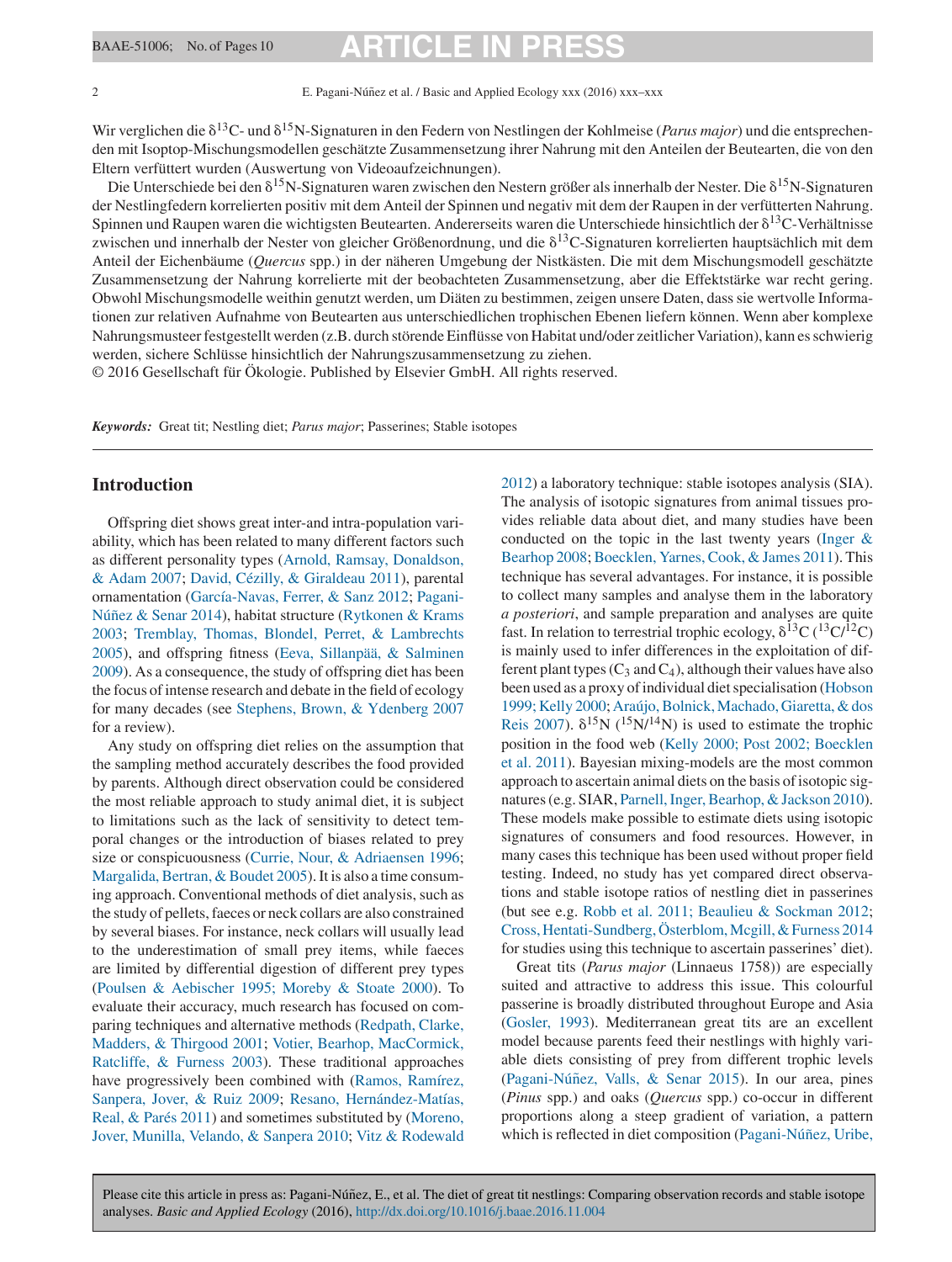Wir verglichen die $\delta^{13}C$- und $\delta^{15}N$-Signaturen in den Federn von Nestlingen der Kohlmeise (*Parus major*) und die entsprechenden mit Isoptop-Mischungsmodellen geschätzte Zusammensetzung ihrer Nahrung mit den Anteilen der Beutearten, die von den Eltern verfüttert wurden (Auswertung von Videoaufzeichnungen).

Die Unterschiede bei den $\delta^{15}N$-Signaturen waren zwischen den Nestern größer als innerhalb der Nester. Die $\delta^{15}N$-Signaturen der Nestlingfedern korrelierten positiv mit dem Anteil der Spinnen und negativ mit dem der Raupen in der verfütterten Nahrung. Spinnen und Raupen waren die wichtigsten Beutearten. Andererseits waren die Unterschiede hinsichtlich der $\delta^{13}C$-Verhältnisse zwischen und innerhalb der Nester von gleicher Größenordnung, und die $\delta^{13}C$-Signaturen korrelierten hauptsächlich mit dem Anteil der Eichenbäume (*Quercus* spp.) in der näheren Umgebung der Nistkästen. Die mit dem Mischungsmodell geschätzte Zusammensetzung der Nahrung korrelierte mit der beobachteten Zusammensetzung, aber die Effektstärke war recht gering. Obwohl Mischungsmodelle weithin genutzt werden, um Diäten zu bestimmen, zeigen unsere Daten, dass sie wertvolle Informationen zur relativen Aufnahme von Beutearten aus unterschiedlichen trophischen Ebenen liefern können. Wenn aber komplexe Nahrungsmusteer festgestellt werden (z.B. durch störende Einflüsse von Habitat und/oder zeitlicher Variation), kann es schwierig werden, sichere Schlüsse hinsichtlich der Nahrungszusammensetzung zu ziehen.

© 2016 Gesellschaft für Ökologie. Published by Elsevier GmbH. All rights reserved.

***Keywords:*** Great tit; Nestling diet; *Parus major*; Passerines; Stable isotopes

## Introduction

Offspring diet shows great inter-and intra-population variability, which has been related to many different factors such as different personality types (Arnold, Ramsay, Donaldson, & Adam 2007; David, Cézilly, & Giraldeau 2011), parental ornamentation (García-Navas, Ferrer, & Sanz 2012; Pagani-Núñez & Senar 2014), habitat structure (Rytkonen & Krams 2003; Tremblay, Thomas, Blondel, Perret, & Lambrechts 2005), and offspring fitness (Eeva, Sillanpää, & Salminen 2009). As a consequence, the study of offspring diet has been the focus of intense research and debate in the field of ecology for many decades (see Stephens, Brown, & Ydenberg 2007 for a review).

Any study on offspring diet relies on the assumption that the sampling method accurately describes the food provided by parents. Although direct observation could be considered the most reliable approach to study animal diet, it is subject to limitations such as the lack of sensitivity to detect temporal changes or the introduction of biases related to prey size or conspicuousness (Currie, Nour, & Adriaensen 1996; Margalida, Bertran, & Boudet 2005). It is also a time consuming approach. Conventional methods of diet analysis, such as the study of pellets, faeces or neck collars are also constrained by several biases. For instance, neck collars will usually lead to the underestimation of small prey items, while faeces are limited by differential digestion of different prey types (Poulsen & Aebischer 1995; Moreby & Stoate 2000). To evaluate their accuracy, much research has focused on comparing techniques and alternative methods (Redpath, Clarke, Madders, & Thirgood 2001; Votier, Bearhop, MacCormick, Ratcliffe, & Furness 2003). These traditional approaches have progressively been combined with (Ramos, Ramírez, Sanpera, Jover, & Ruiz 2009; Resano, Hernández-Matías, Real, & Parés 2011) and sometimes substituted by (Moreno, Jover, Munilla, Velando, & Sanpera 2010; Vitz & Rodewald 2012) a laboratory technique: stable isotopes analysis (SIA). The analysis of isotopic signatures from animal tissues provides reliable data about diet, and many studies have been conducted on the topic in the last twenty years (Inger & Bearhop 2008; Boecklen, Yarnes, Cook, & James 2011). This technique has several advantages. For instance, it is possible to collect many samples and analyse them in the laboratory *a posteriori*, and sample preparation and analyses are quite fast. In relation to terrestrial trophic ecology, $\delta^{13}C$ ($^{13}C/^{12}C$) is mainly used to infer differences in the exploitation of different plant types ($C_3$ and $C_4$), although their values have also been used as a proxy of individual diet specialisation (Hobson 1999; Kelly 2000; Araújo, Bolnick, Machado, Giaretta, & dos Reis 2007). $\delta^{15}N$ ($^{15}N/^{14}N$) is used to estimate the trophic position in the food web (Kelly 2000; Post 2002; Boecklen et al. 2011). Bayesian mixing-models are the most common approach to ascertain animal diets on the basis of isotopic signatures (e.g. SIAR, Parnell, Inger, Bearhop, & Jackson 2010). These models make possible to estimate diets using isotopic signatures of consumers and food resources. However, in many cases this technique has been used without proper field testing. Indeed, no study has yet compared direct observations and stable isotope ratios of nestling diet in passerines (but see e.g. Robb et al. 2011; Beaulieu & Sockman 2012; Cross, Hentati-Sundberg, Österblom, Mcgill, & Furness 2014 for studies using this technique to ascertain passerines' diet).

Great tits (*Parus major* (Linnaeus 1758)) are especially suited and attractive to address this issue. This colourful passerine is broadly distributed throughout Europe and Asia (Gosler, 1993). Mediterranean great tits are an excellent model because parents feed their nestlings with highly variable diets consisting of prey from different trophic levels (Pagani-Núñez, Valls, & Senar 2015). In our area, pines (*Pinus* spp.) and oaks (*Quercus* spp.) co-occur in different proportions along a steep gradient of variation, a pattern which is reflected in diet composition (Pagani-Núñez, Uribe,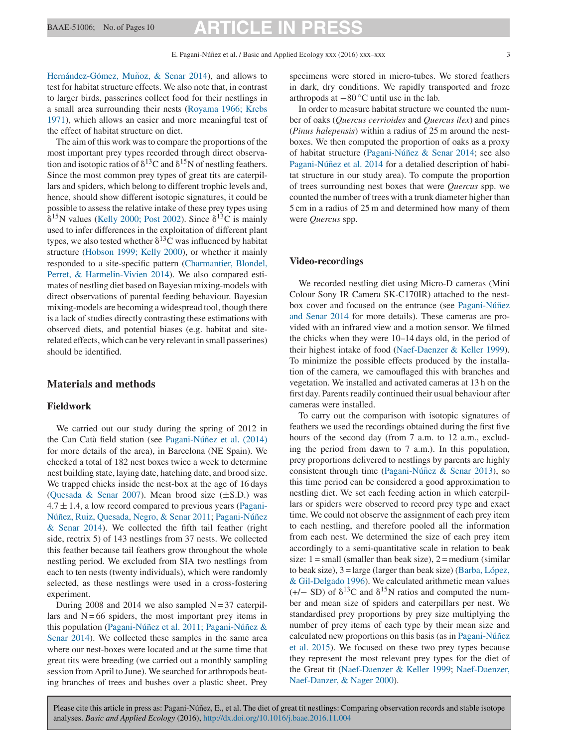Hernández-Gómez, Muñoz, & Senar 2014), and allows to test for habitat structure effects. We also note that, in contrast to larger birds, passerines collect food for their nestlings in a small area surrounding their nests (Royama 1966; Krebs 1971), which allows an easier and more meaningful test of the effect of habitat structure on diet.

The aim of this work was to compare the proportions of the most important prey types recorded through direct observation and isotopic ratios of $\delta^{13}$C and $\delta^{15}$N of nestling feathers. Since the most common prey types of great tits are caterpillars and spiders, which belong to different trophic levels and, hence, should show different isotopic signatures, it could be possible to assess the relative intake of these prey types using $\delta^{15}$N values (Kelly 2000; Post 2002). Since $\delta^{13}$C is mainly used to infer differences in the exploitation of different plant types, we also tested whether $\delta^{13}$C was influenced by habitat structure (Hobson 1999; Kelly 2000), or whether it mainly responded to a site-specific pattern (Charmantier, Blondel, Perret, & Harmelin-Vivien 2014). We also compared estimates of nestling diet based on Bayesian mixing-models with direct observations of parental feeding behaviour. Bayesian mixing-models are becoming a widespread tool, though there is a lack of studies directly contrasting these estimations with observed diets, and potential biases (e.g. habitat and site-related effects, which can be very relevant in small passerines) should be identified.

## Materials and methods

### Fieldwork

We carried out our study during the spring of 2012 in the Can Catà field station (see Pagani-Núñez et al. (2014) for more details of the area), in Barcelona (NE Spain). We checked a total of 182 nest boxes twice a week to determine nest building state, laying date, hatching date, and brood size. We trapped chicks inside the nest-box at the age of 16 days (Quesada & Senar 2007). Mean brood size (±S.D.) was 4.7 ± 1.4, a low record compared to previous years (Pagani-Núñez, Ruiz, Quesada, Negro, & Senar 2011; Pagani-Núñez & Senar 2014). We collected the fifth tail feather (right side, rectrix 5) of 143 nestlings from 37 nests. We collected this feather because tail feathers grow throughout the whole nestling period. We excluded from SIA two nestlings from each to ten nests (twenty individuals), which were randomly selected, as these nestlings were used in a cross-fostering experiment.

During 2008 and 2014 we also sampled N = 37 caterpillars and N = 66 spiders, the most important prey items in this population (Pagani-Núñez et al. 2011; Pagani-Núñez & Senar 2014). We collected these samples in the same area where our nest-boxes were located and at the same time that great tits were breeding (we carried out a monthly sampling session from April to June). We searched for arthropods beating branches of trees and bushes over a plastic sheet. Prey specimens were stored in micro-tubes. We stored feathers in dark, dry conditions. We rapidly transported and froze arthropods at −80 °C until use in the lab.

In order to measure habitat structure we counted the number of oaks (*Quercus cerrioides* and *Quercus ilex*) and pines (*Pinus halepensis*) within a radius of 25 m around the nest-boxes. We then computed the proportion of oaks as a proxy of habitat structure (Pagani-Núñez & Senar 2014; see also Pagani-Núñez et al. 2014 for a detailed description of habitat structure in our study area). To compute the proportion of trees surrounding nest boxes that were *Quercus* spp. we counted the number of trees with a trunk diameter higher than 5 cm in a radius of 25 m and determined how many of them were *Quercus* spp.

### Video-recordings

We recorded nestling diet using Micro-D cameras (Mini Colour Sony IR Camera SK-C170IR) attached to the nest-box cover and focused on the entrance (see Pagani-Núñez and Senar 2014 for more details). These cameras are provided with an infrared view and a motion sensor. We filmed the chicks when they were 10–14 days old, in the period of their highest intake of food (Naef-Daenzer & Keller 1999). To minimize the possible effects produced by the installation of the camera, we camouflaged this with branches and vegetation. We installed and activated cameras at 13 h on the first day. Parents readily continued their usual behaviour after cameras were installed.

To carry out the comparison with isotopic signatures of feathers we used the recordings obtained during the first five hours of the second day (from 7 a.m. to 12 a.m., excluding the period from dawn to 7 a.m.). In this population, prey proportions delivered to nestlings by parents are highly consistent through time (Pagani-Núñez & Senar 2013), so this time period can be considered a good approximation to nestling diet. We set each feeding action in which caterpillars or spiders were observed to record prey type and exact time. We could not observe the assignment of each prey item to each nestling, and therefore pooled all the information from each nest. We determined the size of each prey item accordingly to a semi-quantitative scale in relation to beak size: 1 = small (smaller than beak size), 2 = medium (similar to beak size), 3 = large (larger than beak size) (Barba, López, & Gil-Delgado 1996). We calculated arithmetic mean values (+/− SD) of $\delta^{13}$C and $\delta^{15}$N ratios and computed the number and mean size of spiders and caterpillars per nest. We standardised prey proportions by prey size multiplying the number of prey items of each type by their mean size and calculated new proportions on this basis (as in Pagani-Núñez et al. 2015). We focused on these two prey types because they represent the most relevant prey types for the diet of the Great tit (Naef-Daenzer & Keller 1999; Naef-Daenzer, Naef-Danzer, & Nager 2000).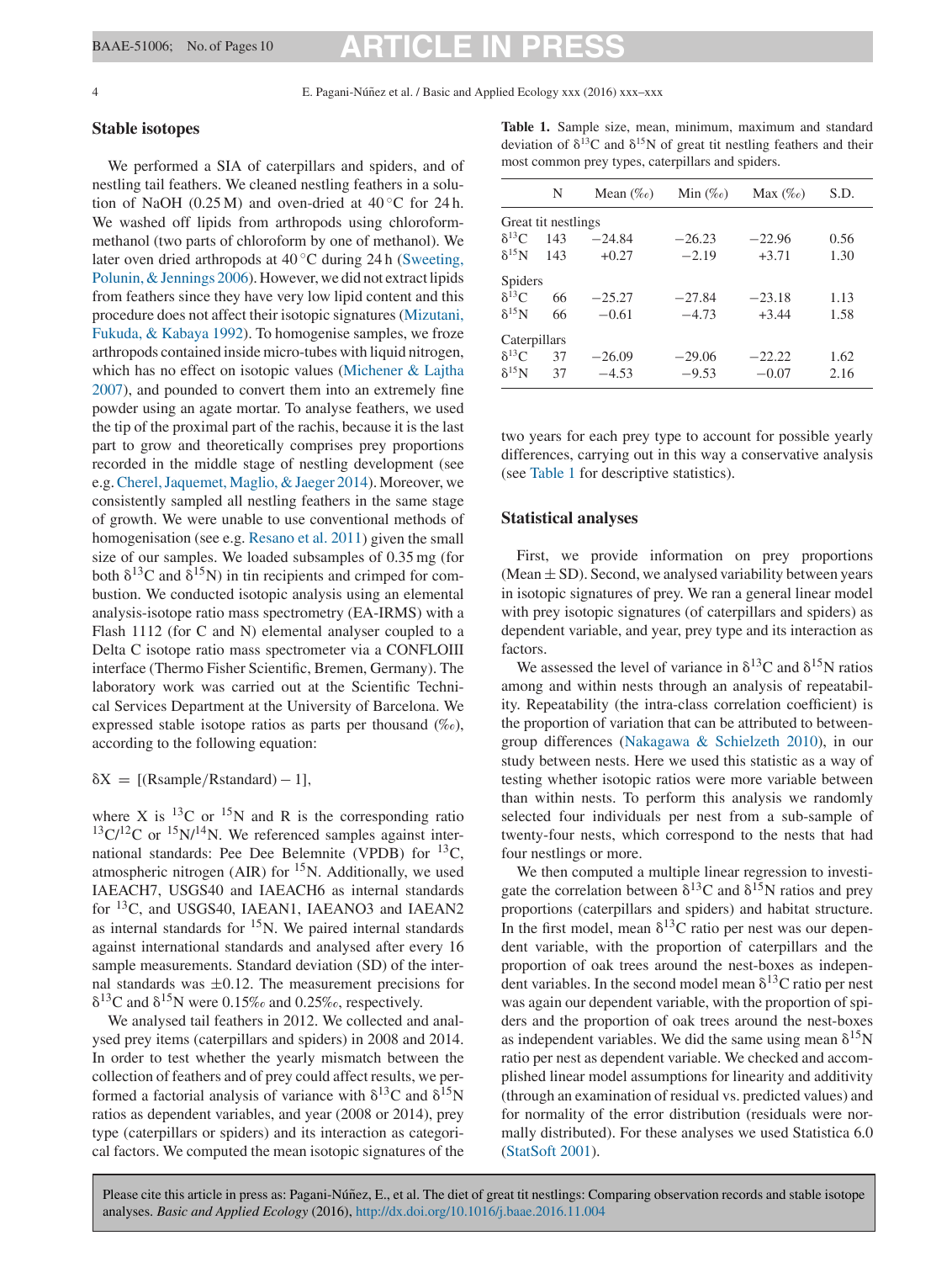## Stable isotopes

We performed a SIA of caterpillars and spiders, and of nestling tail feathers. We cleaned nestling feathers in a solution of NaOH (0.25 M) and oven-dried at 40 °C for 24 h. We washed off lipids from arthropods using chloroform-methanol (two parts of chloroform by one of methanol). We later oven dried arthropods at 40 °C during 24 h (Sweeting, Polunin, & Jennings 2006). However, we did not extract lipids from feathers since they have very low lipid content and this procedure does not affect their isotopic signatures (Mizutani, Fukuda, & Kabaya 1992). To homogenise samples, we froze arthropods contained inside micro-tubes with liquid nitrogen, which has no effect on isotopic values (Michener & Lajtha 2007), and pounded to convert them into an extremely fine powder using an agate mortar. To analyse feathers, we used the tip of the proximal part of the rachis, because it is the last part to grow and theoretically comprises prey proportions recorded in the middle stage of nestling development (see e.g. Cherel, Jaquemet, Maglio, & Jaeger 2014). Moreover, we consistently sampled all nestling feathers in the same stage of growth. We were unable to use conventional methods of homogenisation (see e.g. Resano et al. 2011) given the small size of our samples. We loaded subsamples of 0.35 mg (for both $\delta^{13}C$ and $\delta^{15}N$) in tin recipients and crimped for combustion. We conducted isotopic analysis using an elemental analysis-isotope ratio mass spectrometry (EA-IRMS) with a Flash 1112 (for C and N) elemental analyser coupled to a Delta C isotope ratio mass spectrometer via a CONFLOIII interface (Thermo Fisher Scientific, Bremen, Germany). The laboratory work was carried out at the Scientific Technical Services Department at the University of Barcelona. We expressed stable isotope ratios as parts per thousand (‰), according to the following equation:

$$\delta X = [(\text{Rsample}/\text{Rstandard}) - 1],$$

where X is $^{13}C$ or $^{15}N$ and R is the corresponding ratio $^{13}C/^{12}C$ or $^{15}N/^{14}N$. We referenced samples against international standards: Pee Dee Belemnite (VPDB) for $^{13}C$, atmospheric nitrogen (AIR) for $^{15}N$. Additionally, we used IAEACH7, USGS40 and IAEACH6 as internal standards for $^{13}C$, and USGS40, IAEAN1, IAEANO3 and IAEAN2 as internal standards for $^{15}N$. We paired internal standards against international standards and analysed after every 16 sample measurements. Standard deviation (SD) of the internal standards was ±0.12. The measurement precisions for $\delta^{13}C$ and $\delta^{15}N$ were 0.15‰ and 0.25‰, respectively.

We analysed tail feathers in 2012. We collected and analysed prey items (caterpillars and spiders) in 2008 and 2014. In order to test whether the yearly mismatch between the collection of feathers and of prey could affect results, we performed a factorial analysis of variance with $\delta^{13}C$ and $\delta^{15}N$ ratios as dependent variables, and year (2008 or 2014), prey type (caterpillars or spiders) and its interaction as categorical factors. We computed the mean isotopic signatures of the two years for each prey type to account for possible yearly differences, carrying out in this way a conservative analysis (see Table 1 for descriptive statistics).

**Table 1.** Sample size, mean, minimum, maximum and standard deviation of $\delta^{13}C$ and $\delta^{15}N$ of great tit nestling feathers and their most common prey types, caterpillars and spiders.

| | N | Mean (‰) | Min (‰) | Max (‰) | S.D. |
|---|---|---|---|---|---|
| Great tit nestlings | | | | | |
| $\delta^{13}C$ | 143 | −24.84 | −26.23 | −22.96 | 0.56 |
| $\delta^{15}N$ | 143 | +0.27 | −2.19 | +3.71 | 1.30 |
| Spiders | | | | | |
| $\delta^{13}C$ | 66 | −25.27 | −27.84 | −23.18 | 1.13 |
| $\delta^{15}N$ | 66 | −0.61 | −4.73 | +3.44 | 1.58 |
| Caterpillars | | | | | |
| $\delta^{13}C$ | 37 | −26.09 | −29.06 | −22.22 | 1.62 |
| $\delta^{15}N$ | 37 | −4.53 | −9.53 | −0.07 | 2.16 |

## Statistical analyses

First, we provide information on prey proportions (Mean ± SD). Second, we analysed variability between years in isotopic signatures of prey. We ran a general linear model with prey isotopic signatures (of caterpillars and spiders) as dependent variable, and year, prey type and its interaction as factors.

We assessed the level of variance in $\delta^{13}C$ and $\delta^{15}N$ ratios among and within nests through an analysis of repeatability. Repeatability (the intra-class correlation coefficient) is the proportion of variation that can be attributed to between-group differences (Nakagawa & Schielzeth 2010), in our study between nests. Here we used this statistic as a way of testing whether isotopic ratios were more variable between than within nests. To perform this analysis we randomly selected four individuals per nest from a sub-sample of twenty-four nests, which correspond to the nests that had four nestlings or more.

We then computed a multiple linear regression to investigate the correlation between $\delta^{13}C$ and $\delta^{15}N$ ratios and prey proportions (caterpillars and spiders) and habitat structure. In the first model, mean $\delta^{13}C$ ratio per nest was our dependent variable, with the proportion of caterpillars and the proportion of oak trees around the nest-boxes as independent variables. In the second model mean $\delta^{13}C$ ratio per nest was again our dependent variable, with the proportion of spiders and the proportion of oak trees around the nest-boxes as independent variables. We did the same using mean $\delta^{15}N$ ratio per nest as dependent variable. We checked and accomplished linear model assumptions for linearity and additivity (through an examination of residual vs. predicted values) and for normality of the error distribution (residuals were normally distributed). For these analyses we used Statistica 6.0 (StatSoft 2001).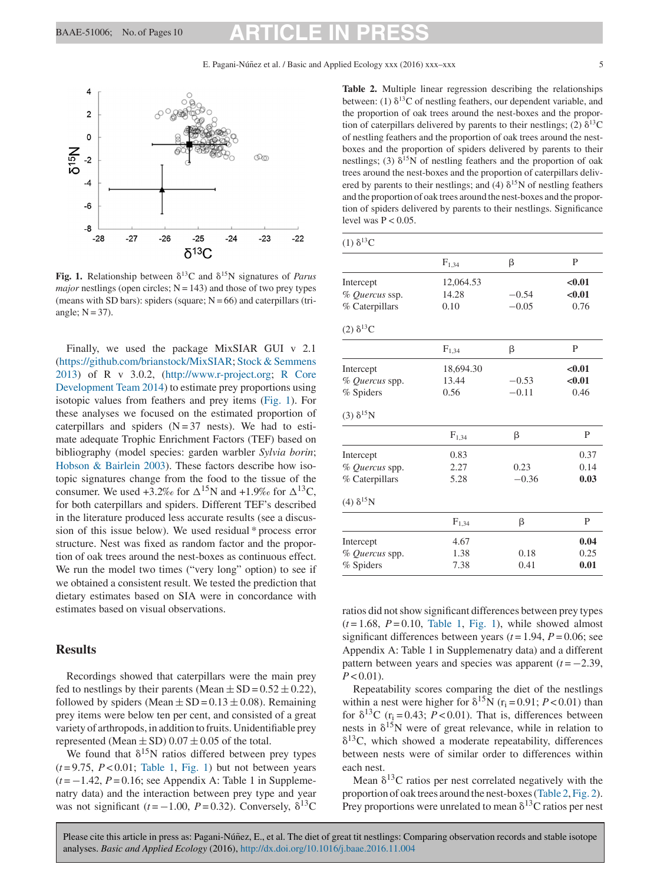Fig. 1. Relationship between $\delta^{13}C$ and $\delta^{15}N$ signatures of *Parus major* nestlings (open circles; N = 143) and those of two prey types (means with SD bars): spiders (square; N = 66) and caterpillars (triangle; N = 37).

Finally, we used the package MixSIAR GUI v 2.1 (https://github.com/brianstock/MixSIAR; Stock & Semmens 2013) of R v 3.0.2, (http://www.r-project.org; R Core Development Team 2014) to estimate prey proportions using isotopic values from feathers and prey items (Fig. 1). For these analyses we focused on the estimated proportion of caterpillars and spiders (N = 37 nests). We had to estimate adequate Trophic Enrichment Factors (TEF) based on bibliography (model species: garden warbler *Sylvia borin*; Hobson & Bairlein 2003). These factors describe how isotopic signatures change from the food to the tissue of the consumer. We used +3.2‰ for $\Delta^{15}N$ and +1.9‰ for $\Delta^{13}C$, for both caterpillars and spiders. Different TEF's described in the literature produced less accurate results (see a discussion of this issue below). We used residual * process error structure. Nest was fixed as random factor and the proportion of oak trees around the nest-boxes as continuous effect. We run the model two times ("very long" option) to see if we obtained a consistent result. We tested the prediction that dietary estimates based on SIA were in concordance with estimates based on visual observations.

## Results

Recordings showed that caterpillars were the main prey fed to nestlings by their parents (Mean ± SD = 0.52 ± 0.22), followed by spiders (Mean ± SD = 0.13 ± 0.08). Remaining prey items were below ten per cent, and consisted of a great variety of arthropods, in addition to fruits. Unidentifiable prey represented (Mean ± SD) 0.07 ± 0.05 of the total.

We found that $\delta^{15}N$ ratios differed between prey types ($t = 9.75$, $P < 0.01$; Table 1, Fig. 1) but not between years ($t = -1.42$, $P = 0.16$; see Appendix A: Table 1 in Supplementary data) and the interaction between prey type and year was not significant ($t = -1.00$, $P = 0.32$). Conversely, $\delta^{13}C$ ratios did not show significant differences between prey types ($t = 1.68$, $P = 0.10$, Table 1, Fig. 1), while showed almost significant differences between years ($t = 1.94$, $P = 0.06$; see Appendix A: Table 1 in Supplemenatry data) and a different pattern between years and species was apparent ($t = -2.39$, $P < 0.01$).

Repeatability scores comparing the diet of the nestlings within a nest were higher for $\delta^{15}N$ ($r_i = 0.91$; $P < 0.01$) than for $\delta^{13}C$ ($r_i = 0.43$; $P < 0.01$). That is, differences between nests in $\delta^{15}N$ were of great relevance, while in relation to $\delta^{13}C$, which showed a moderate repeatability, differences between nests were of similar order to differences within each nest.

Mean $\delta^{13}C$ ratios per nest correlated negatively with the proportion of oak trees around the nest-boxes (Table 2, Fig. 2). Prey proportions were unrelated to mean $\delta^{13}C$ ratios per nest

**Table 2.** Multiple linear regression describing the relationships between: (1) $\delta^{13}C$ of nestling feathers, our dependent variable, and the proportion of oak trees around the nest-boxes and the proportion of caterpillars delivered by parents to their nestlings; (2) $\delta^{13}C$ of nestling feathers and the proportion of oak trees around the nest-boxes and the proportion of spiders delivered by parents to their nestlings; (3) $\delta^{15}N$ of nestling feathers and the proportion of oak trees around the nest-boxes and the proportion of caterpillars delivered by parents to their nestlings; and (4) $\delta^{15}N$ of nestling feathers and the proportion of oak trees around the nest-boxes and the proportion of spiders delivered by parents to their nestlings. Significance level was P < 0.05.

| | $F_{1,34}$ | β | P |
|---|---|---|---|
| **(1) $\delta^{13}C$** | | | |
| Intercept | 12,064.53 | | **<0.01** |
| % *Quercus* ssp. | 14.28 | −0.54 | **<0.01** |
| % Caterpillars | 0.10 | −0.05 | 0.76 |
| **(2) $\delta^{13}C$** | | | |
| Intercept | 18,694.30 | | **<0.01** |
| % *Quercus* spp. | 13.44 | −0.53 | **<0.01** |
| % Spiders | 0.56 | −0.11 | 0.46 |
| **(3) $\delta^{15}N$** | | | |
| Intercept | 0.83 | | 0.37 |
| % *Quercus* spp. | 2.27 | 0.23 | 0.14 |
| % Caterpillars | 5.28 | −0.36 | **0.03** |
| **(4) $\delta^{15}N$** | | | |
| Intercept | 4.67 | | **0.04** |
| % *Quercus* spp. | 1.38 | 0.18 | 0.25 |
| % Spiders | 7.38 | 0.41 | **0.01** |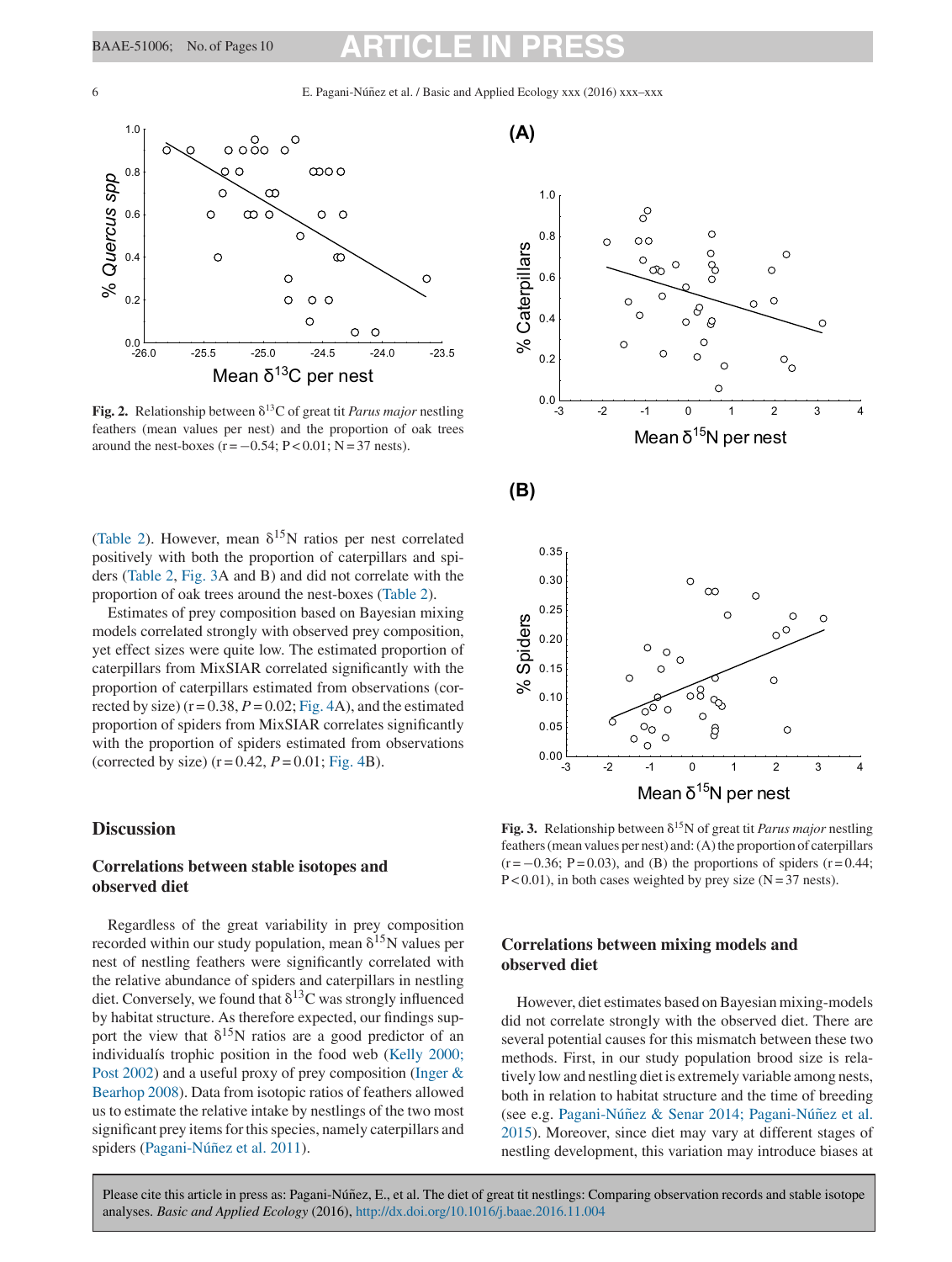Fig. 2. Relationship between $\delta^{13}$C of great tit *Parus major* nestling feathers (mean values per nest) and the proportion of oak trees around the nest-boxes ($r = -0.54$; $P < 0.01$; $N = 37$ nests).

Fig. 3. Relationship between $\delta^{15}$N of great tit *Parus major* nestling feathers (mean values per nest) and: (A) the proportion of caterpillars ($r = -0.36$; $P = 0.03$), and (B) the proportions of spiders ($r = 0.44$; $P < 0.01$), in both cases weighted by prey size ($N = 37$ nests).

(Table 2). However, mean $\delta^{15}$N ratios per nest correlated positively with both the proportion of caterpillars and spiders (Table 2, Fig. 3A and B) and did not correlate with the proportion of oak trees around the nest-boxes (Table 2).

Estimates of prey composition based on Bayesian mixing models correlated strongly with observed prey composition, yet effect sizes were quite low. The estimated proportion of caterpillars from MixSIAR correlated significantly with the proportion of caterpillars estimated from observations (corrected by size) ($r = 0.38$, $P = 0.02$; Fig. 4A), and the estimated proportion of spiders from MixSIAR correlates significantly with the proportion of spiders estimated from observations (corrected by size) ($r = 0.42$, $P = 0.01$; Fig. 4B).

## Discussion

### Correlations between stable isotopes and observed diet

Regardless of the great variability in prey composition recorded within our study population, mean $\delta^{15}$N values per nest of nestling feathers were significantly correlated with the relative abundance of spiders and caterpillars in nestling diet. Conversely, we found that $\delta^{13}$C was strongly influenced by habitat structure. As therefore expected, our findings support the view that $\delta^{15}$N ratios are a good predictor of an individualís trophic position in the food web (Kelly 2000; Post 2002) and a useful proxy of prey composition (Inger & Bearhop 2008). Data from isotopic ratios of feathers allowed us to estimate the relative intake by nestlings of the two most significant prey items for this species, namely caterpillars and spiders (Pagani-Núñez et al. 2011).

### Correlations between mixing models and observed diet

However, diet estimates based on Bayesian mixing-models did not correlate strongly with the observed diet. There are several potential causes for this mismatch between these two methods. First, in our study population brood size is relatively low and nestling diet is extremely variable among nests, both in relation to habitat structure and the time of breeding (see e.g. Pagani-Núñez & Senar 2014; Pagani-Núñez et al. 2015). Moreover, since diet may vary at different stages of nestling development, this variation may introduce biases at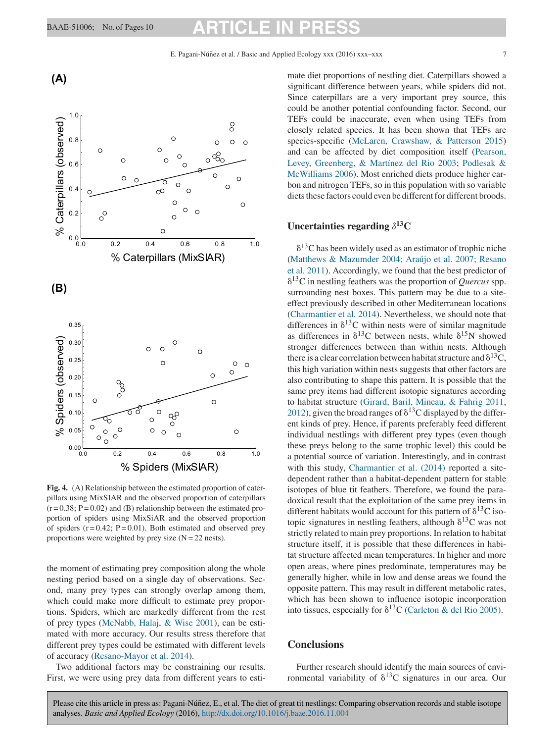Fig. 4. (A) Relationship between the estimated proportion of caterpillars using MixSIAR and the observed proportion of caterpillars (r = 0.38; P = 0.02) and (B) relationship between the estimated proportion of spiders using MixSIAR and the observed proportion of spiders (r = 0.42; P = 0.01). Both estimated and observed prey proportions were weighted by prey size (N = 22 nests).

the moment of estimating prey composition along the whole nesting period based on a single day of observations. Second, many prey types can strongly overlap among them, which could make more difficult to estimate prey proportions. Spiders, which are markedly different from the rest of prey types (McNabb, Halaj, & Wise 2001), can be estimated with more accuracy. Our results stress therefore that different prey types could be estimated with different levels of accuracy (Resano-Mayor et al. 2014).

Two additional factors may be constraining our results. First, we were using prey data from different years to estimate diet proportions of nestling diet. Caterpillars showed a significant difference between years, while spiders did not. Since caterpillars are a very important prey source, this could be another potential confounding factor. Second, our TEFs could be inaccurate, even when using TEFs from closely related species. It has been shown that TEFs are species-specific (McLaren, Crawshaw, & Patterson 2015) and can be affected by diet composition itself (Pearson, Levey, Greenberg, & Martínez del Rio 2003; Podlesak & McWilliams 2006). Most enriched diets produce higher carbon and nitrogen TEFs, so in this population with so variable diets these factors could even be different for different broods.

## Uncertainties regarding $\delta^{13}C$

$\delta^{13}C$ has been widely used as an estimator of trophic niche (Matthews & Mazumder 2004; Araújo et al. 2007; Resano et al. 2011). Accordingly, we found that the best predictor of $\delta^{13}C$ in nestling feathers was the proportion of *Quercus* spp. surrounding nest boxes. This pattern may be due to a site-effect previously described in other Mediterranean locations (Charmantier et al. 2014). Nevertheless, we should note that differences in $\delta^{13}C$ within nests were of similar magnitude as differences in $\delta^{13}C$ between nests, while $\delta^{15}N$ showed stronger differences between than within nests. Although there is a clear correlation between habitat structure and $\delta^{13}C$, this high variation within nests suggests that other factors are also contributing to shape this pattern. It is possible that the same prey items had different isotopic signatures according to habitat structure (Girard, Baril, Mineau, & Fahrig 2011, 2012), given the broad ranges of $\delta^{13}C$ displayed by the different kinds of prey. Hence, if parents preferably feed different individual nestlings with different prey types (even though these preys belong to the same trophic level) this could be a potential source of variation. Interestingly, and in contrast with this study, Charmantier et al. (2014) reported a site-dependent rather than a habitat-dependent pattern for stable isotopes of blue tit feathers. Therefore, we found the paradoxical result that the exploitation of the same prey items in different habitats would account for this pattern of $\delta^{13}C$ isotopic signatures in nestling feathers, although $\delta^{13}C$ was not strictly related to main prey proportions. In relation to habitat structure itself, it is possible that these differences in habitat structure affected mean temperatures. In higher and more open areas, where pines predominate, temperatures may be generally higher, while in low and dense areas we found the opposite pattern. This may result in different metabolic rates, which has been shown to influence isotopic incorporation into tissues, especially for $\delta^{13}C$ (Carleton & del Rio 2005).

## Conclusions

Further research should identify the main sources of environmental variability of $\delta^{13}C$ signatures in our area. Our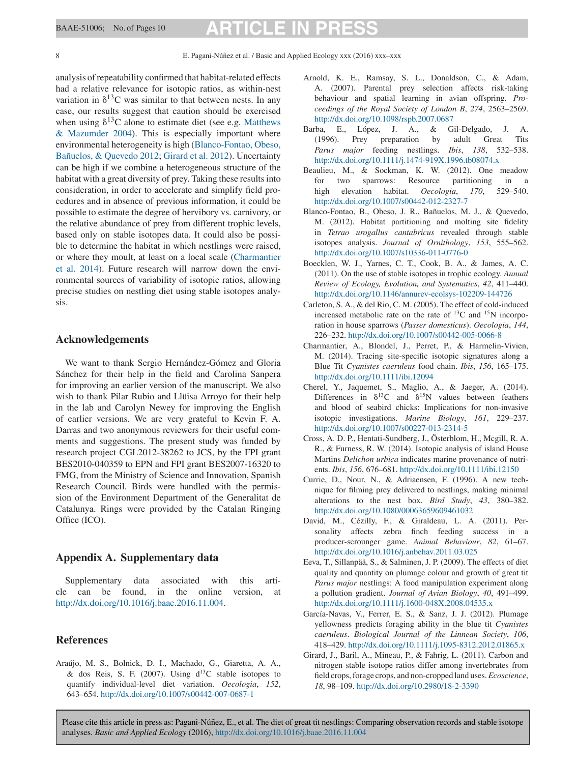analysis of repeatability confirmed that habitat-related effects had a relative relevance for isotopic ratios, as within-nest variation in $\delta^{13}$C was similar to that between nests. In any case, our results suggest that caution should be exercised when using $\delta^{13}$C alone to estimate diet (see e.g. Matthews & Mazumder 2004). This is especially important where environmental heterogeneity is high (Blanco-Fontao, Obeso, Bañuelos, & Quevedo 2012; Girard et al. 2012). Uncertainty can be high if we combine a heterogeneous structure of the habitat with a great diversity of prey. Taking these results into consideration, in order to accelerate and simplify field procedures and in absence of previous information, it could be possible to estimate the degree of hervibory vs. carnivory, or the relative abundance of prey from different trophic levels, based only on stable isotopes data. It could also be possible to determine the habitat in which nestlings were raised, or where they moult, at least on a local scale (Charmantier et al. 2014). Future research will narrow down the environmental sources of variability of isotopic ratios, allowing precise studies on nestling diet using stable isotopes analysis.

## Acknowledgements

We want to thank Sergio Hernández-Gómez and Gloria Sánchez for their help in the field and Carolina Sanpera for improving an earlier version of the manuscript. We also wish to thank Pilar Rubio and Llüisa Arroyo for their help in the lab and Carolyn Newey for improving the English of earlier versions. We are very grateful to Kevin F. A. Darras and two anonymous reviewers for their useful comments and suggestions. The present study was funded by research project CGL2012-38262 to JCS, by the FPI grant BES2010-040359 to EPN and FPI grant BES2007-16320 to FMG, from the Ministry of Science and Innovation, Spanish Research Council. Birds were handled with the permission of the Environment Department of the Generalitat de Catalunya. Rings were provided by the Catalan Ringing Office (ICO).

## Appendix A. Supplementary data

Supplementary data associated with this article can be found, in the online version, at http://dx.doi.org/10.1016/j.baae.2016.11.004.

## References

Araújo, M. S., Bolnick, D. I., Machado, G., Giaretta, A. A., & dos Reis, S. F. (2007). Using d$^{13}$C stable isotopes to quantify individual-level diet variation. *Oecologia*, *152*, 643–654. http://dx.doi.org/10.1007/s00442-007-0687-1

Arnold, K. E., Ramsay, S. L., Donaldson, C., & Adam, A. (2007). Parental prey selection affects risk-taking behaviour and spatial learning in avian offspring. *Proceedings of the Royal Society of London B*, *274*, 2563–2569. http://dx.doi.org/10.1098/rspb.2007.0687

Barba, E., López, J. A., & Gil-Delgado, J. A. (1996). Prey preparation by adult Great Tits *Parus major* feeding nestlings. *Ibis*, *138*, 532–538. http://dx.doi.org/10.1111/j.1474-919X.1996.tb08074.x

Beaulieu, M., & Sockman, K. W. (2012). One meadow for two sparrows: Resource partitioning in a high elevation habitat. *Oecologia*, *170*, 529–540. http://dx.doi.org/10.1007/s00442-012-2327-7

Blanco-Fontao, B., Obeso, J. R., Bañuelos, M. J., & Quevedo, M. (2012). Habitat partitioning and molting site fidelity in *Tetrao urogallus cantabricus* revealed through stable isotopes analysis. *Journal of Ornithology*, *153*, 555–562. http://dx.doi.org/10.1007/s10336-011-0776-0

Boecklen, W. J., Yarnes, C. T., Cook, B. A., & James, A. C. (2011). On the use of stable isotopes in trophic ecology. *Annual Review of Ecology, Evolution, and Systematics*, *42*, 411–440. http://dx.doi.org/10.1146/annurev-ecolsys-102209-144726

Carleton, S. A., & del Rio, C. M. (2005). The effect of cold-induced increased metabolic rate on the rate of $^{13}$C and $^{15}$N incorporation in house sparrows (*Passer domesticus*). *Oecologia*, *144*, 226–232. http://dx.doi.org/10.1007/s00442-005-0066-8

Charmantier, A., Blondel, J., Perret, P., & Harmelin-Vivien, M. (2014). Tracing site-specific isotopic signatures along a Blue Tit *Cyanistes caeruleus* food chain. *Ibis*, *156*, 165–175. http://dx.doi.org/10.1111/ibi.12094

Cherel, Y., Jaquemet, S., Maglio, A., & Jaeger, A. (2014). Differences in $\delta^{13}$C and $\delta^{15}$N values between feathers and blood of seabird chicks: Implications for non-invasive isotopic investigations. *Marine Biology*, *161*, 229–237. http://dx.doi.org/10.1007/s00227-013-2314-5

Cross, A. D. P., Hentati-Sundberg, J., Österblom, H., Mcgill, R. A. R., & Furness, R. W. (2014). Isotopic analysis of island House Martins *Delichon urbica* indicates marine provenance of nutrients. *Ibis*, *156*, 676–681. http://dx.doi.org/10.1111/ibi.12150

Currie, D., Nour, N., & Adriaensen, F. (1996). A new technique for filming prey delivered to nestlings, making minimal alterations to the nest box. *Bird Study*, *43*, 380–382. http://dx.doi.org/10.1080/00063659609461032

David, M., Cézilly, F., & Giraldeau, L. A. (2011). Personality affects zebra finch feeding success in a producer-scrounger game. *Animal Behaviour*, *82*, 61–67. http://dx.doi.org/10.1016/j.anbehav.2011.03.025

Eeva, T., Sillanpää, S., & Salminen, J. P. (2009). The effects of diet quality and quantity on plumage colour and growth of great tit *Parus major* nestlings: A food manipulation experiment along a pollution gradient. *Journal of Avian Biology*, *40*, 491–499. http://dx.doi.org/10.1111/j.1600-048X.2008.04535.x

García-Navas, V., Ferrer, E. S., & Sanz, J. J. (2012). Plumage yellowness predicts foraging ability in the blue tit *Cyanistes caeruleus*. *Biological Journal of the Linnean Society*, *106*, 418–429. http://dx.doi.org/10.1111/j.1095-8312.2012.01865.x

Girard, J., Baril, A., Mineau, P., & Fahrig, L. (2011). Carbon and nitrogen stable isotope ratios differ among invertebrates from field crops, forage crops, and non-cropped land uses. *Ecoscience*, *18*, 98–109. http://dx.doi.org/10.2980/18-2-3390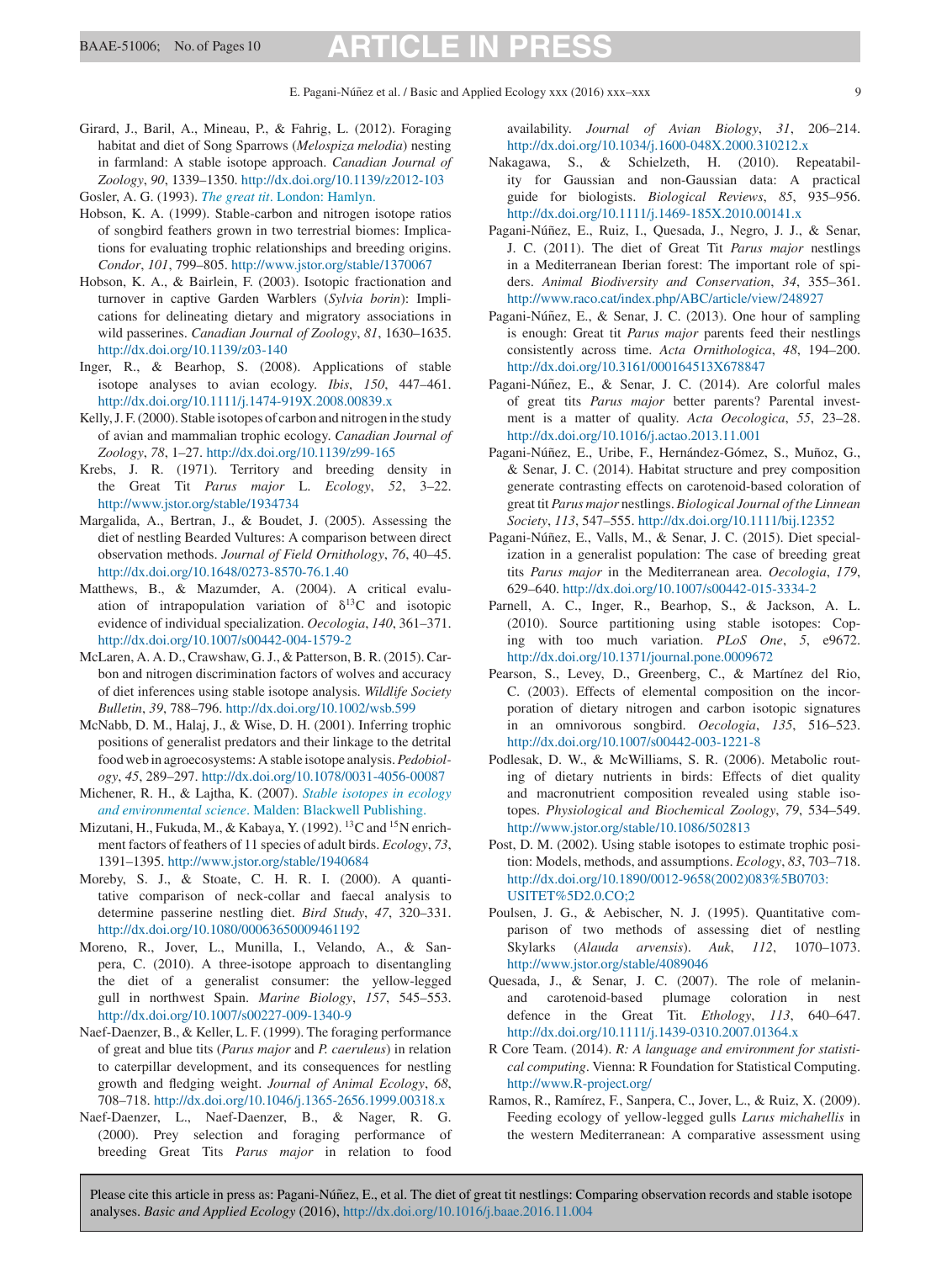Girard, J., Baril, A., Mineau, P., & Fahrig, L. (2012). Foraging habitat and diet of Song Sparrows (*Melospiza melodia*) nesting in farmland: A stable isotope approach. *Canadian Journal of Zoology*, *90*, 1339–1350. http://dx.doi.org/10.1139/z2012-103

Gosler, A. G. (1993). *The great tit*. London: Hamlyn.

Hobson, K. A. (1999). Stable-carbon and nitrogen isotope ratios of songbird feathers grown in two terrestrial biomes: Implications for evaluating trophic relationships and breeding origins. *Condor*, *101*, 799–805. http://www.jstor.org/stable/1370067

Hobson, K. A., & Bairlein, F. (2003). Isotopic fractionation and turnover in captive Garden Warblers (*Sylvia borin*): Implications for delineating dietary and migratory associations in wild passerines. *Canadian Journal of Zoology*, *81*, 1630–1635. http://dx.doi.org/10.1139/z03-140

Inger, R., & Bearhop, S. (2008). Applications of stable isotope analyses to avian ecology. *Ibis*, *150*, 447–461. http://dx.doi.org/10.1111/j.1474-919X.2008.00839.x

Kelly, J. F. (2000). Stable isotopes of carbon and nitrogen in the study of avian and mammalian trophic ecology. *Canadian Journal of Zoology*, *78*, 1–27. http://dx.doi.org/10.1139/z99-165

Krebs, J. R. (1971). Territory and breeding density in the Great Tit *Parus major* L. *Ecology*, *52*, 3–22. http://www.jstor.org/stable/1934734

Margalida, A., Bertran, J., & Boudet, J. (2005). Assessing the diet of nestling Bearded Vultures: A comparison between direct observation methods. *Journal of Field Ornithology*, *76*, 40–45. http://dx.doi.org/10.1648/0273-8570-76.1.40

Matthews, B., & Mazumder, A. (2004). A critical evaluation of intrapopulation variation of $\delta^{13}$C and isotopic evidence of individual specialization. *Oecologia*, *140*, 361–371. http://dx.doi.org/10.1007/s00442-004-1579-2

McLaren, A. A. D., Crawshaw, G. J., & Patterson, B. R. (2015). Carbon and nitrogen discrimination factors of wolves and accuracy of diet inferences using stable isotope analysis. *Wildlife Society Bulletin*, *39*, 788–796. http://dx.doi.org/10.1002/wsb.599

McNabb, D. M., Halaj, J., & Wise, D. H. (2001). Inferring trophic positions of generalist predators and their linkage to the detrital food web in agroecosystems: A stable isotope analysis. *Pedobiology*, *45*, 289–297. http://dx.doi.org/10.1078/0031-4056-00087

Michener, R. H., & Lajtha, K. (2007). *Stable isotopes in ecology and environmental science*. Malden: Blackwell Publishing.

Mizutani, H., Fukuda, M., & Kabaya, Y. (1992). $^{13}$C and $^{15}$N enrichment factors of feathers of 11 species of adult birds. *Ecology*, *73*, 1391–1395. http://www.jstor.org/stable/1940684

Moreby, S. J., & Stoate, C. H. R. I. (2000). A quantitative comparison of neck-collar and faecal analysis to determine passerine nestling diet. *Bird Study*, *47*, 320–331. http://dx.doi.org/10.1080/00063650009461192

Moreno, R., Jover, L., Munilla, I., Velando, A., & Sanpera, C. (2010). A three-isotope approach to disentangling the diet of a generalist consumer: the yellow-legged gull in northwest Spain. *Marine Biology*, *157*, 545–553. http://dx.doi.org/10.1007/s00227-009-1340-9

Naef-Daenzer, B., & Keller, L. F. (1999). The foraging performance of great and blue tits (*Parus major* and *P. caeruleus*) in relation to caterpillar development, and its consequences for nestling growth and fledging weight. *Journal of Animal Ecology*, *68*, 708–718. http://dx.doi.org/10.1046/j.1365-2656.1999.00318.x

Naef-Daenzer, L., Naef-Daenzer, B., & Nager, R. G. (2000). Prey selection and foraging performance of breeding Great Tits *Parus major* in relation to food availability. *Journal of Avian Biology*, *31*, 206–214. http://dx.doi.org/10.1034/j.1600-048X.2000.310212.x

Nakagawa, S., & Schielzeth, H. (2010). Repeatability for Gaussian and non-Gaussian data: A practical guide for biologists. *Biological Reviews*, *85*, 935–956. http://dx.doi.org/10.1111/j.1469-185X.2010.00141.x

Pagani-Núñez, E., Ruiz, I., Quesada, J., Negro, J. J., & Senar, J. C. (2011). The diet of Great Tit *Parus major* nestlings in a Mediterranean Iberian forest: The important role of spiders. *Animal Biodiversity and Conservation*, *34*, 355–361. http://www.raco.cat/index.php/ABC/article/view/248927

Pagani-Núñez, E., & Senar, J. C. (2013). One hour of sampling is enough: Great tit *Parus major* parents feed their nestlings consistently across time. *Acta Ornithologica*, *48*, 194–200. http://dx.doi.org/10.3161/000164513X678847

Pagani-Núñez, E., & Senar, J. C. (2014). Are colorful males of great tits *Parus major* better parents? Parental investment is a matter of quality. *Acta Oecologica*, *55*, 23–28. http://dx.doi.org/10.1016/j.actao.2013.11.001

Pagani-Núñez, E., Uribe, F., Hernández-Gómez, S., Muñoz, G., & Senar, J. C. (2014). Habitat structure and prey composition generate contrasting effects on carotenoid-based coloration of great tit *Parus major* nestlings. *Biological Journal of the Linnean Society*, *113*, 547–555. http://dx.doi.org/10.1111/bij.12352

Pagani-Núñez, E., Valls, M., & Senar, J. C. (2015). Diet specialization in a generalist population: The case of breeding great tits *Parus major* in the Mediterranean area. *Oecologia*, *179*, 629–640. http://dx.doi.org/10.1007/s00442-015-3334-2

Parnell, A. C., Inger, R., Bearhop, S., & Jackson, A. L. (2010). Source partitioning using stable isotopes: Coping with too much variation. *PLoS One*, *5*, e9672. http://dx.doi.org/10.1371/journal.pone.0009672

Pearson, S., Levey, D., Greenberg, C., & Martínez del Rio, C. (2003). Effects of elemental composition on the incorporation of dietary nitrogen and carbon isotopic signatures in an omnivorous songbird. *Oecologia*, *135*, 516–523. http://dx.doi.org/10.1007/s00442-003-1221-8

Podlesak, D. W., & McWilliams, S. R. (2006). Metabolic routing of dietary nutrients in birds: Effects of diet quality and macronutrient composition revealed using stable isotopes. *Physiological and Biochemical Zoology*, *79*, 534–549. http://www.jstor.org/stable/10.1086/502813

Post, D. M. (2002). Using stable isotopes to estimate trophic position: Models, methods, and assumptions. *Ecology*, *83*, 703–718. http://dx.doi.org/10.1890/0012-9658(2002)083%5B0703:USITET%5D2.0.CO;2

Poulsen, J. G., & Aebischer, N. J. (1995). Quantitative comparison of two methods of assessing diet of nestling Skylarks (*Alauda arvensis*). *Auk*, *112*, 1070–1073. http://www.jstor.org/stable/4089846

Quesada, J., & Senar, J. C. (2007). The role of melanin- and carotenoid-based plumage coloration in nest defence in the Great Tit. *Ethology*, *113*, 640–647. http://dx.doi.org/10.1111/j.1439-0310.2007.01364.x

R Core Team. (2014). *R: A language and environment for statistical computing*. Vienna: R Foundation for Statistical Computing. http://www.R-project.org/

Ramos, R., Ramírez, F., Sanpera, C., Jover, L., & Ruiz, X. (2009). Feeding ecology of yellow-legged gulls *Larus michahellis* in the western Mediterranean: A comparative assessment using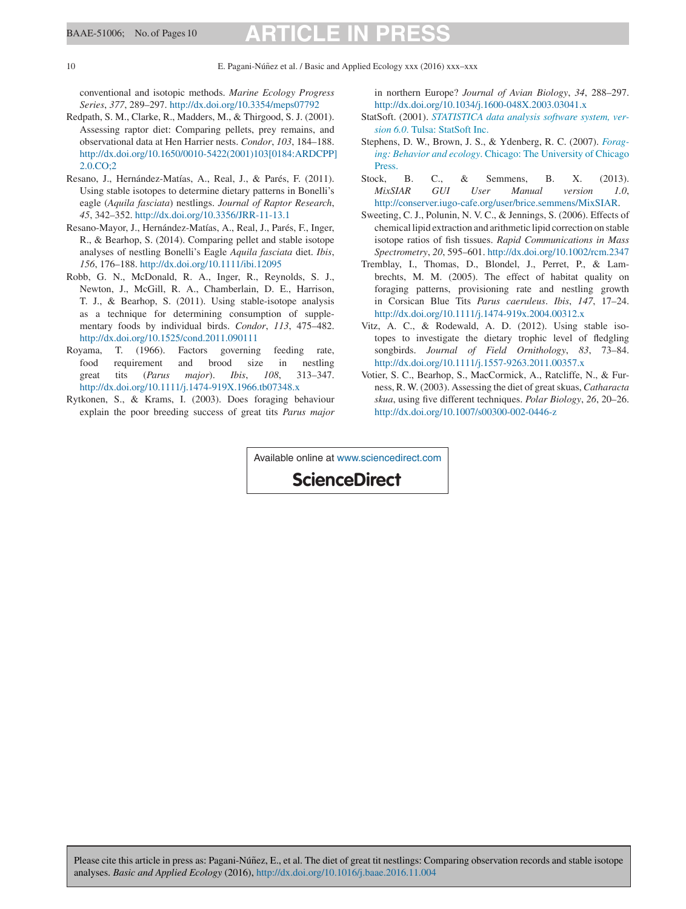conventional and isotopic methods. *Marine Ecology Progress Series*, *377*, 289–297. http://dx.doi.org/10.3354/meps07792

Redpath, S. M., Clarke, R., Madders, M., & Thirgood, S. J. (2001). Assessing raptor diet: Comparing pellets, prey remains, and observational data at Hen Harrier nests. *Condor*, *103*, 184–188. http://dx.doi.org/10.1650/0010-5422(2001)103[0184:ARDCPP]2.0.CO;2

Resano, J., Hernández-Matías, A., Real, J., & Parés, F. (2011). Using stable isotopes to determine dietary patterns in Bonelli's eagle (*Aquila fasciata*) nestlings. *Journal of Raptor Research*, *45*, 342–352. http://dx.doi.org/10.3356/JRR-11-13.1

Resano-Mayor, J., Hernández-Matías, A., Real, J., Parés, F., Inger, R., & Bearhop, S. (2014). Comparing pellet and stable isotope analyses of nestling Bonelli's Eagle *Aquila fasciata* diet. *Ibis*, *156*, 176–188. http://dx.doi.org/10.1111/ibi.12095

Robb, G. N., McDonald, R. A., Inger, R., Reynolds, S. J., Newton, J., McGill, R. A., Chamberlain, D. E., Harrison, T. J., & Bearhop, S. (2011). Using stable-isotope analysis as a technique for determining consumption of supplementary foods by individual birds. *Condor*, *113*, 475–482. http://dx.doi.org/10.1525/cond.2011.090111

Royama, T. (1966). Factors governing feeding rate, food requirement and brood size in nestling great tits (*Parus major*). *Ibis*, *108*, 313–347. http://dx.doi.org/10.1111/j.1474-919X.1966.tb07348.x

Rytkonen, S., & Krams, I. (2003). Does foraging behaviour explain the poor breeding success of great tits *Parus major* in northern Europe? *Journal of Avian Biology*, *34*, 288–297. http://dx.doi.org/10.1034/j.1600-048X.2003.03041.x

StatSoft. (2001). *STATISTICA data analysis software system, version 6.0*. Tulsa: StatSoft Inc.

Stephens, D. W., Brown, J. S., & Ydenberg, R. C. (2007). *Foraging: Behavior and ecology*. Chicago: The University of Chicago Press.

Stock, B. C., & Semmens, B. X. (2013). *MixSIAR GUI User Manual version 1.0*, http://conserver.iugo-cafe.org/user/brice.semmens/MixSIAR.

Sweeting, C. J., Polunin, N. V. C., & Jennings, S. (2006). Effects of chemical lipid extraction and arithmetic lipid correction on stable isotope ratios of fish tissues. *Rapid Communications in Mass Spectrometry*, *20*, 595–601. http://dx.doi.org/10.1002/rcm.2347

Tremblay, I., Thomas, D., Blondel, J., Perret, P., & Lambrechts, M. M. (2005). The effect of habitat quality on foraging patterns, provisioning rate and nestling growth in Corsican Blue Tits *Parus caeruleus*. *Ibis*, *147*, 17–24. http://dx.doi.org/10.1111/j.1474-919x.2004.00312.x

Vitz, A. C., & Rodewald, A. D. (2012). Using stable isotopes to investigate the dietary trophic level of fledgling songbirds. *Journal of Field Ornithology*, *83*, 73–84. http://dx.doi.org/10.1111/j.1557-9263.2011.00357.x

Votier, S. C., Bearhop, S., MacCormick, A., Ratcliffe, N., & Furness, R. W. (2003). Assessing the diet of great skuas, *Catharacta skua*, using five different techniques. *Polar Biology*, *26*, 20–26. http://dx.doi.org/10.1007/s00300-002-0446-z